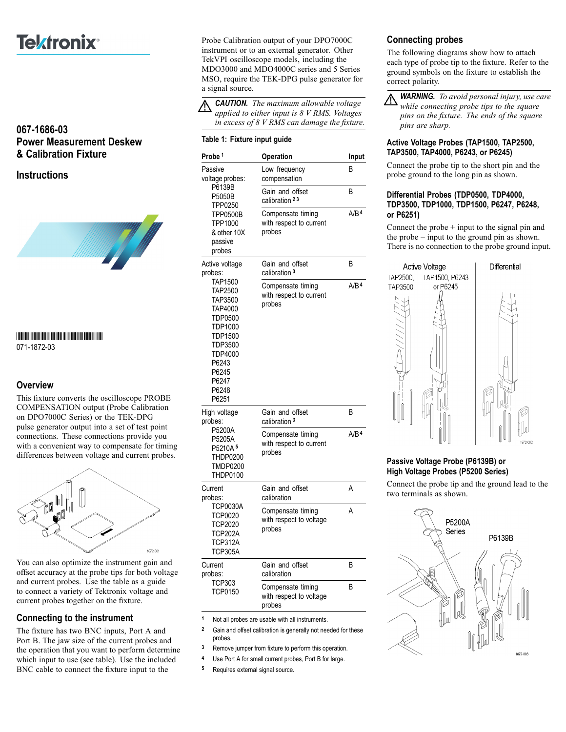Tektronix

## 067-1686-03
## Power Measurement Deskew & Calibration Fixture

## Instructions

071-1872-03

## Overview

This fixture converts the oscilloscope PROBE COMPENSATION output (Probe Calibration on DPO7000C Series) or the TEK-DPG pulse generator output into a set of test point connections. These connections provide you with a convenient way to compensate for timing differences between voltage and current probes.

You can also optimize the instrument gain and offset accuracy at the probe tips for both voltage and current probes. Use the table as a guide to connect a variety of Tektronix voltage and current probes together on the fixture.

## Connecting to the instrument

The fixture has two BNC inputs, Port A and Port B. The jaw size of the current probes and the operation that you want to perform determine which input to use (see table). Use the included BNC cable to connect the fixture input to the Probe Calibration output of your DPO7000C instrument or to an external generator. Other TekVPI oscilloscope models, including the MDO3000 and MDO4000C series and 5 Series MSO, require the TEK-DPG pulse generator for a signal source.

**CAUTION.** *The maximum allowable voltage applied to either input is 8 V RMS. Voltages in excess of 8 V RMS can damage the fixture.*

**Table 1: Fixture input guide**

| Probe [1] | Operation | Input |
|---|---|---|
| Passive voltage probes: P6139B P5050B TPP0250 TPP0500B TPP1000 & other 10X passive probes | Low frequency compensation | B |
| | Gain and offset calibration [2 3] | B |
| | Compensate timing with respect to current probes | A/B [4] |
| Active voltage probes: TAP1500 TAP2500 TAP3500 TAP4000 TDP0500 TDP1000 TDP1500 TDP3500 TDP4000 P6243 P6245 P6247 P6248 P6251 | Gain and offset calibration [3] | B |
| | Compensate timing with respect to current probes | A/B [4] |
| High voltage probes: P5200A P5205A P5210A [5] THDP0200 TMDP0200 THDP0100 | Gain and offset calibration [3] | B |
| | Compensate timing with respect to current probes | A/B [4] |
| Current probes: TCP0030A TCP0020 TCP2020 TCP202A TCP312A TCP305A | Gain and offset calibration | A |
| | Compensate timing with respect to voltage probes | A |
| Current probes: TCP303 TCP0150 | Gain and offset calibration | B |
| | Compensate timing with respect to voltage probes | B |

[1] Not all probes are usable with all instruments.

[2] Gain and offset calibration is generally not needed for these probes.

[3] Remove jumper from fixture to perform this operation.

[4] Use Port A for small current probes, Port B for large.

[5] Requires external signal source.

## Connecting probes

The following diagrams show how to attach each type of probe tip to the fixture. Refer to the ground symbols on the fixture to establish the correct polarity.

**WARNING.** *To avoid personal injury, use care while connecting probe tips to the square pins on the fixture. The ends of the square pins are sharp.*

### Active Voltage Probes (TAP1500, TAP2500, TAP3500, TAP4000, P6243, or P6245)

Connect the probe tip to the short pin and the probe ground to the long pin as shown.

### Differential Probes (TDP0500, TDP4000, TDP3500, TDP1000, TDP1500, P6247, P6248, or P6251)

Connect the probe + input to the signal pin and the probe – input to the ground pin as shown. There is no connection to the probe ground input.

### Passive Voltage Probe (P6139B) or High Voltage Probes (P5200 Series)

Connect the probe tip and the ground lead to the two terminals as shown.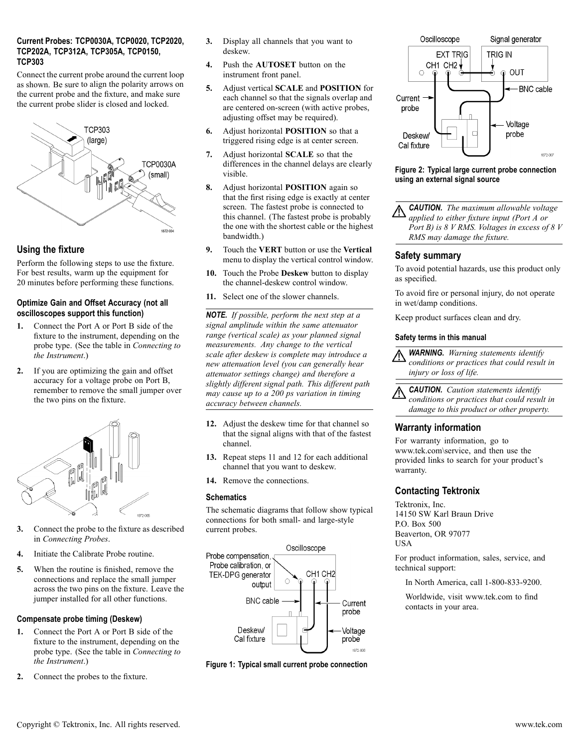**Current Probes: TCP0030A, TCP0020, TCP2020, TCP202A, TCP312A, TCP305A, TCP0150, TCP303**

Connect the current probe around the current loop as shown. Be sure to align the polarity arrows on the current probe and the fixture, and make sure the current probe slider is closed and locked.

TCP303 (large)

TCP0030A (small)

## Using the fixture

Perform the following steps to use the fixture. For best results, warm up the equipment for 20 minutes before performing these functions.

### Optimize Gain and Offset Accuracy (not all oscilloscopes support this function)

1. Connect the Port A or Port B side of the fixture to the instrument, depending on the probe type. (See the table in *Connecting to the Instrument*.)
2. If you are optimizing the gain and offset accuracy for a voltage probe on Port B, remember to remove the small jumper over the two pins on the fixture.
3. Connect the probe to the fixture as described in *Connecting Probes*.
4. Initiate the Calibrate Probe routine.
5. When the routine is finished, remove the connections and replace the small jumper across the two pins on the fixture. Leave the jumper installed for all other functions.

### Compensate probe timing (Deskew)

1. Connect the Port A or Port B side of the fixture to the instrument, depending on the probe type. (See the table in *Connecting to the Instrument*.)
2. Connect the probes to the fixture.
3. Display all channels that you want to deskew.
4. Push the **AUTOSET** button on the instrument front panel.
5. Adjust vertical **SCALE** and **POSITION** for each channel so that the signals overlap and are centered on-screen (with active probes, adjusting offset may be required).
6. Adjust horizontal **POSITION** so that a triggered rising edge is at center screen.
7. Adjust horizontal **SCALE** so that the differences in the channel delays are clearly visible.
8. Adjust horizontal **POSITION** again so that the first rising edge is exactly at center screen. The fastest probe is connected to this channel. (The fastest probe is probably the one with the shortest cable or the highest bandwidth.)
9. Touch the **VERT** button or use the **Vertical** menu to display the vertical control window.
10. Touch the Probe **Deskew** button to display the channel-deskew control window.
11. Select one of the slower channels.

***NOTE.*** *If possible, perform the next step at a signal amplitude within the same attenuator range (vertical scale) as your planned signal measurements. Any change to the vertical scale after deskew is complete may introduce a new attenuation level (you can generally hear attenuator settings change) and therefore a slightly different signal path. This different path may cause up to a 200 ps variation in timing accuracy between channels.*

12. Adjust the deskew time for that channel so that the signal aligns with that of the fastest channel.
13. Repeat steps 11 and 12 for each additional channel that you want to deskew.
14. Remove the connections.

### Schematics

The schematic diagrams that follow show typical connections for both small- and large-style current probes.

Oscilloscope
Probe compensation, Probe calibration, or TEK-DPG generator output
CH1 CH2
BNC cable
Current probe
Deskew/ Cal fixture
Voltage probe

**Figure 1: Typical small current probe connection**

Oscilloscope
Signal generator
EXT TRIG
TRIG IN
CH1 CH2
OUT
BNC cable
Current probe
Voltage probe
Deskew/ Cal fixture

**Figure 2: Typical large current probe connection using an external signal source**

***CAUTION.*** *The maximum allowable voltage applied to either fixture input (Port A or Port B) is 8 V RMS. Voltages in excess of 8 V RMS may damage the fixture.*

## Safety summary

To avoid potential hazards, use this product only as specified.

To avoid fire or personal injury, do not operate in wet/damp conditions.

Keep product surfaces clean and dry.

### Safety terms in this manual

***WARNING.*** *Warning statements identify conditions or practices that could result in injury or loss of life.*

***CAUTION.*** *Caution statements identify conditions or practices that could result in damage to this product or other property.*

## Warranty information

For warranty information, go to www.tek.com\service, and then use the provided links to search for your product's warranty.

## Contacting Tektronix

Tektronix, Inc.
14150 SW Karl Braun Drive
P.O. Box 500
Beaverton, OR 97077
USA

For product information, sales, service, and technical support:

In North America, call 1-800-833-9200.

Worldwide, visit www.tek.com to find contacts in your area.

Copyright © Tektronix, Inc. All rights reserved.

www.tek.com